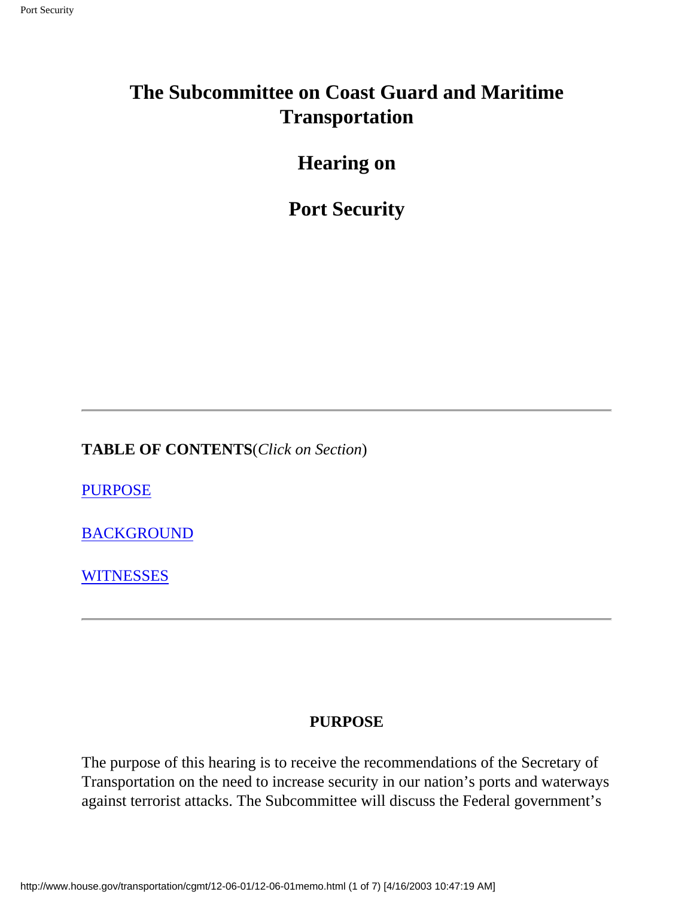# The Subcommittee on Coast Guard and Maritime Transportation

## Hearing on

## Port Security

---

**TABLE OF CONTENTS**(*Click on Section*)

PURPOSE

BACKGROUND

WITNESSES

---

### PURPOSE

The purpose of this hearing is to receive the recommendations of the Secretary of Transportation on the need to increase security in our nation's ports and waterways against terrorist attacks. The Subcommittee will discuss the Federal government's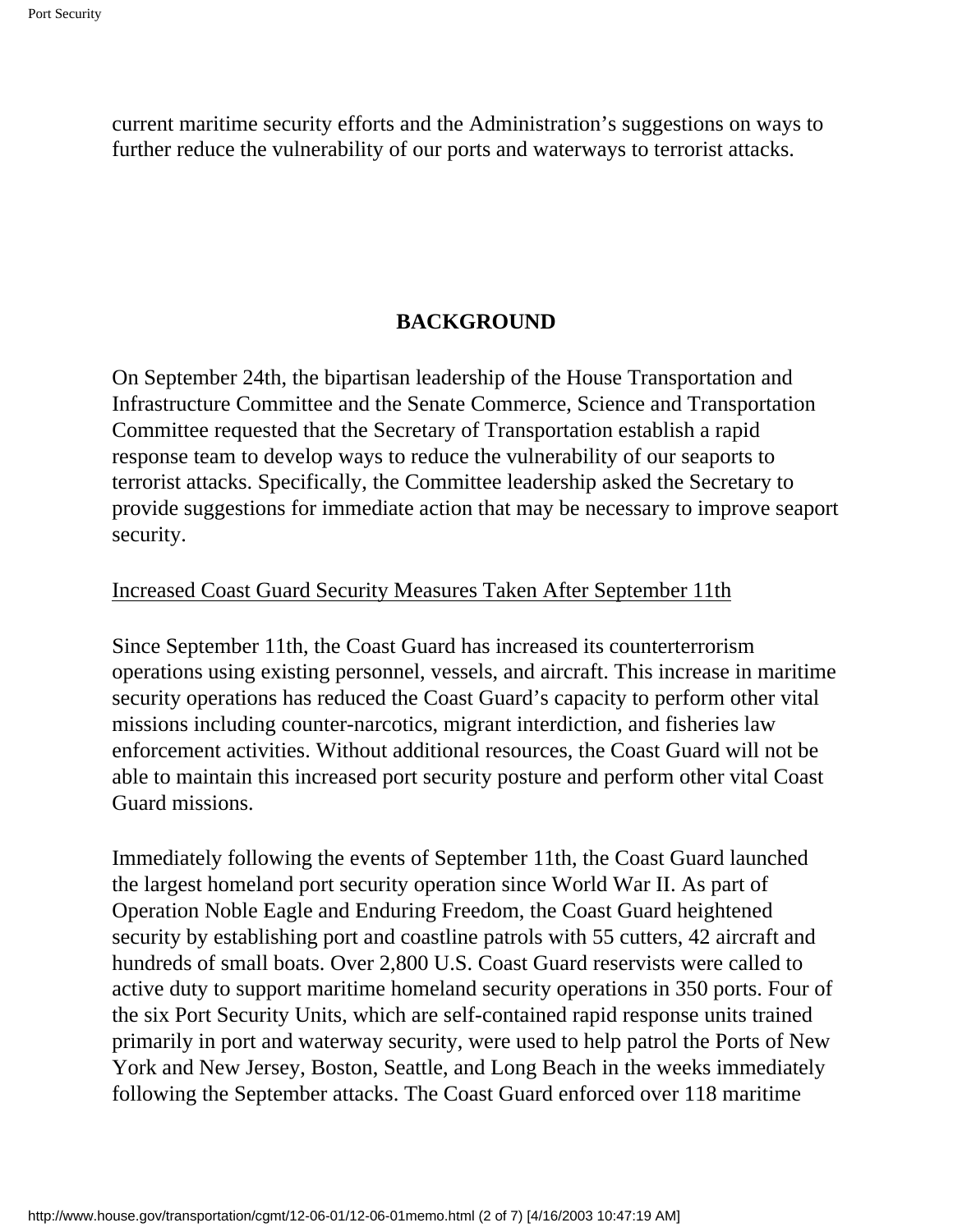current maritime security efforts and the Administration's suggestions on ways to further reduce the vulnerability of our ports and waterways to terrorist attacks.

## BACKGROUND

On September 24th, the bipartisan leadership of the House Transportation and Infrastructure Committee and the Senate Commerce, Science and Transportation Committee requested that the Secretary of Transportation establish a rapid response team to develop ways to reduce the vulnerability of our seaports to terrorist attacks. Specifically, the Committee leadership asked the Secretary to provide suggestions for immediate action that may be necessary to improve seaport security.

### Increased Coast Guard Security Measures Taken After September 11th

Since September 11th, the Coast Guard has increased its counterterrorism operations using existing personnel, vessels, and aircraft. This increase in maritime security operations has reduced the Coast Guard's capacity to perform other vital missions including counter-narcotics, migrant interdiction, and fisheries law enforcement activities. Without additional resources, the Coast Guard will not be able to maintain this increased port security posture and perform other vital Coast Guard missions.

Immediately following the events of September 11th, the Coast Guard launched the largest homeland port security operation since World War II. As part of Operation Noble Eagle and Enduring Freedom, the Coast Guard heightened security by establishing port and coastline patrols with 55 cutters, 42 aircraft and hundreds of small boats. Over 2,800 U.S. Coast Guard reservists were called to active duty to support maritime homeland security operations in 350 ports. Four of the six Port Security Units, which are self-contained rapid response units trained primarily in port and waterway security, were used to help patrol the Ports of New York and New Jersey, Boston, Seattle, and Long Beach in the weeks immediately following the September attacks. The Coast Guard enforced over 118 maritime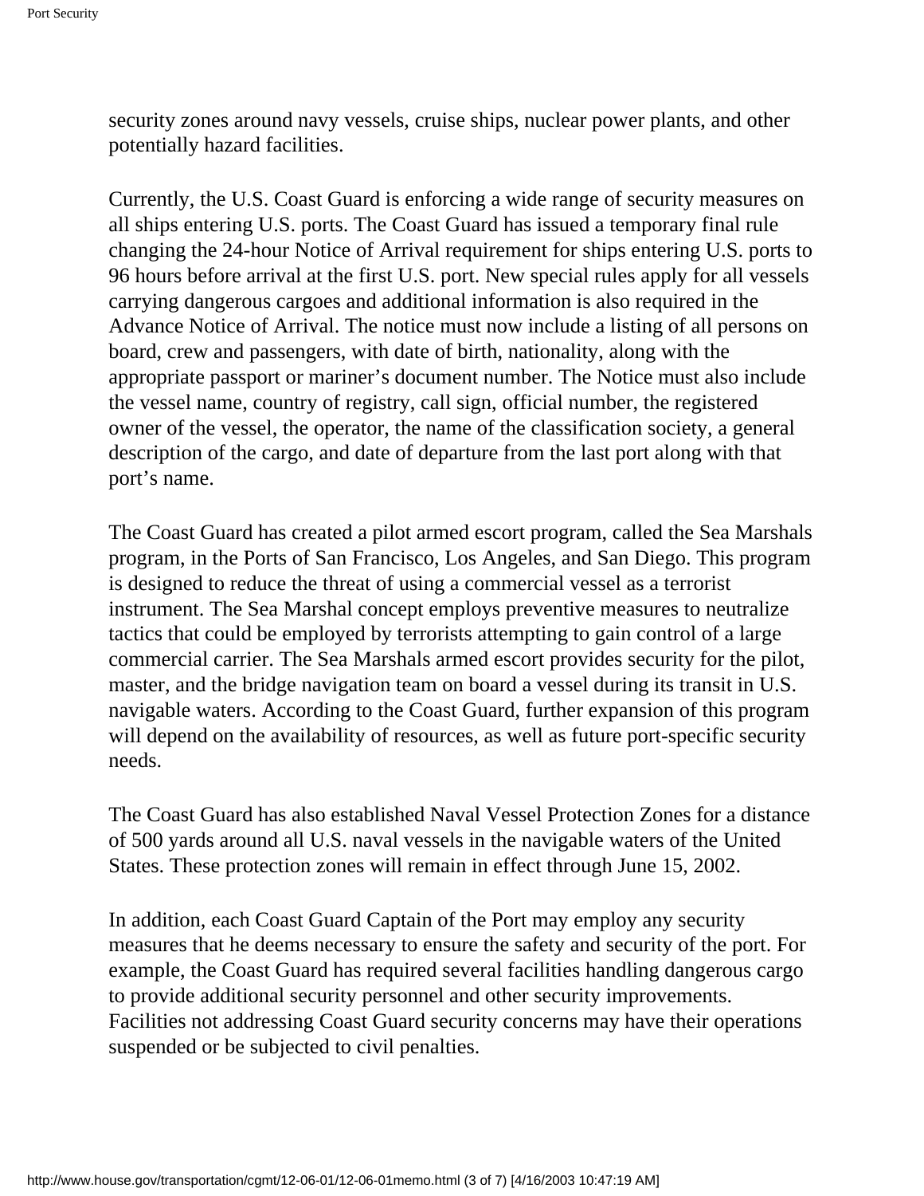security zones around navy vessels, cruise ships, nuclear power plants, and other potentially hazard facilities.

Currently, the U.S. Coast Guard is enforcing a wide range of security measures on all ships entering U.S. ports. The Coast Guard has issued a temporary final rule changing the 24-hour Notice of Arrival requirement for ships entering U.S. ports to 96 hours before arrival at the first U.S. port. New special rules apply for all vessels carrying dangerous cargoes and additional information is also required in the Advance Notice of Arrival. The notice must now include a listing of all persons on board, crew and passengers, with date of birth, nationality, along with the appropriate passport or mariner's document number. The Notice must also include the vessel name, country of registry, call sign, official number, the registered owner of the vessel, the operator, the name of the classification society, a general description of the cargo, and date of departure from the last port along with that port's name.

The Coast Guard has created a pilot armed escort program, called the Sea Marshals program, in the Ports of San Francisco, Los Angeles, and San Diego. This program is designed to reduce the threat of using a commercial vessel as a terrorist instrument. The Sea Marshal concept employs preventive measures to neutralize tactics that could be employed by terrorists attempting to gain control of a large commercial carrier. The Sea Marshals armed escort provides security for the pilot, master, and the bridge navigation team on board a vessel during its transit in U.S. navigable waters. According to the Coast Guard, further expansion of this program will depend on the availability of resources, as well as future port-specific security needs.

The Coast Guard has also established Naval Vessel Protection Zones for a distance of 500 yards around all U.S. naval vessels in the navigable waters of the United States. These protection zones will remain in effect through June 15, 2002.

In addition, each Coast Guard Captain of the Port may employ any security measures that he deems necessary to ensure the safety and security of the port. For example, the Coast Guard has required several facilities handling dangerous cargo to provide additional security personnel and other security improvements. Facilities not addressing Coast Guard security concerns may have their operations suspended or be subjected to civil penalties.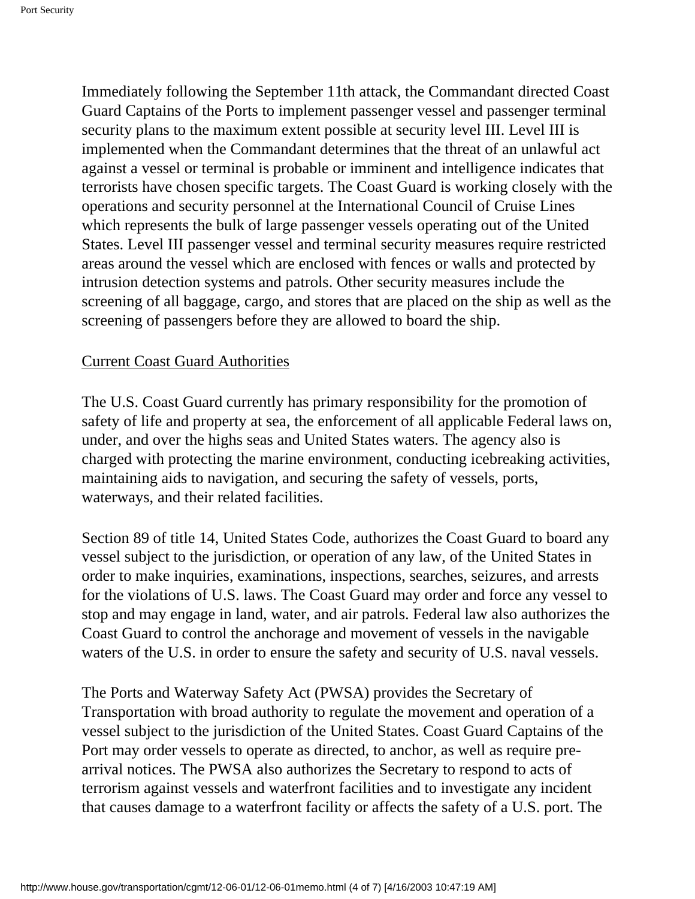Immediately following the September 11th attack, the Commandant directed Coast Guard Captains of the Ports to implement passenger vessel and passenger terminal security plans to the maximum extent possible at security level III. Level III is implemented when the Commandant determines that the threat of an unlawful act against a vessel or terminal is probable or imminent and intelligence indicates that terrorists have chosen specific targets. The Coast Guard is working closely with the operations and security personnel at the International Council of Cruise Lines which represents the bulk of large passenger vessels operating out of the United States. Level III passenger vessel and terminal security measures require restricted areas around the vessel which are enclosed with fences or walls and protected by intrusion detection systems and patrols. Other security measures include the screening of all baggage, cargo, and stores that are placed on the ship as well as the screening of passengers before they are allowed to board the ship.

Current Coast Guard Authorities

The U.S. Coast Guard currently has primary responsibility for the promotion of safety of life and property at sea, the enforcement of all applicable Federal laws on, under, and over the highs seas and United States waters. The agency also is charged with protecting the marine environment, conducting icebreaking activities, maintaining aids to navigation, and securing the safety of vessels, ports, waterways, and their related facilities.

Section 89 of title 14, United States Code, authorizes the Coast Guard to board any vessel subject to the jurisdiction, or operation of any law, of the United States in order to make inquiries, examinations, inspections, searches, seizures, and arrests for the violations of U.S. laws. The Coast Guard may order and force any vessel to stop and may engage in land, water, and air patrols. Federal law also authorizes the Coast Guard to control the anchorage and movement of vessels in the navigable waters of the U.S. in order to ensure the safety and security of U.S. naval vessels.

The Ports and Waterway Safety Act (PWSA) provides the Secretary of Transportation with broad authority to regulate the movement and operation of a vessel subject to the jurisdiction of the United States. Coast Guard Captains of the Port may order vessels to operate as directed, to anchor, as well as require pre-arrival notices. The PWSA also authorizes the Secretary to respond to acts of terrorism against vessels and waterfront facilities and to investigate any incident that causes damage to a waterfront facility or affects the safety of a U.S. port. The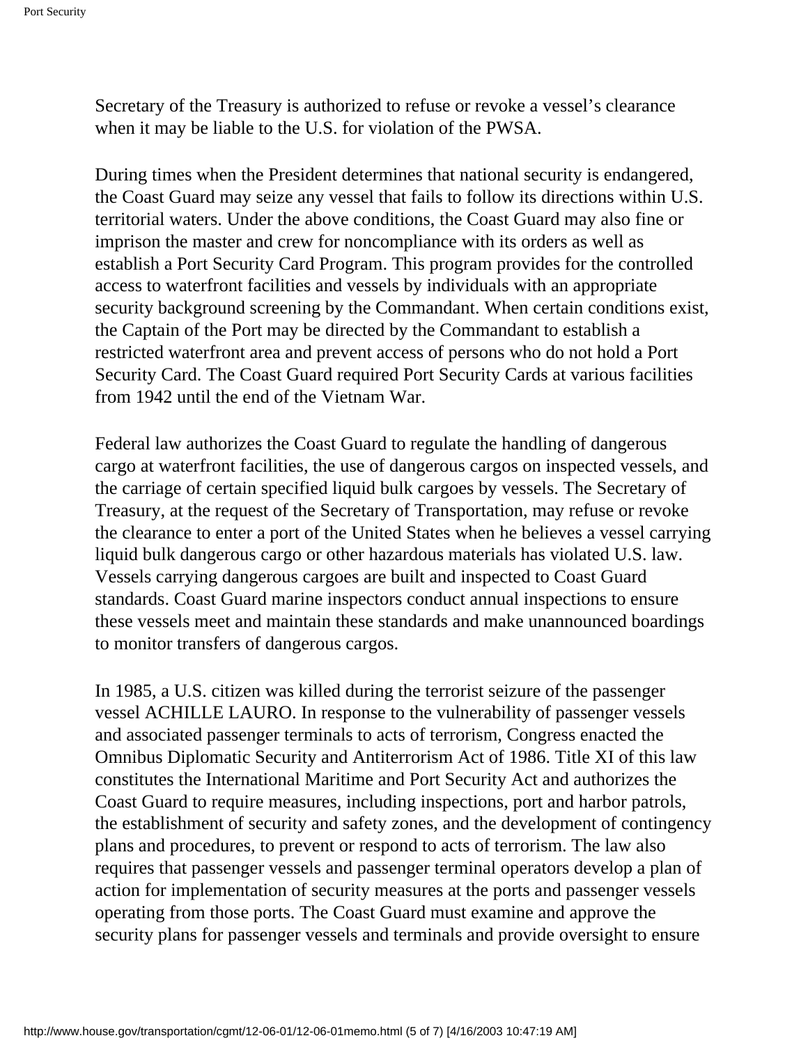Secretary of the Treasury is authorized to refuse or revoke a vessel's clearance when it may be liable to the U.S. for violation of the PWSA.

During times when the President determines that national security is endangered, the Coast Guard may seize any vessel that fails to follow its directions within U.S. territorial waters. Under the above conditions, the Coast Guard may also fine or imprison the master and crew for noncompliance with its orders as well as establish a Port Security Card Program. This program provides for the controlled access to waterfront facilities and vessels by individuals with an appropriate security background screening by the Commandant. When certain conditions exist, the Captain of the Port may be directed by the Commandant to establish a restricted waterfront area and prevent access of persons who do not hold a Port Security Card. The Coast Guard required Port Security Cards at various facilities from 1942 until the end of the Vietnam War.

Federal law authorizes the Coast Guard to regulate the handling of dangerous cargo at waterfront facilities, the use of dangerous cargos on inspected vessels, and the carriage of certain specified liquid bulk cargoes by vessels. The Secretary of Treasury, at the request of the Secretary of Transportation, may refuse or revoke the clearance to enter a port of the United States when he believes a vessel carrying liquid bulk dangerous cargo or other hazardous materials has violated U.S. law. Vessels carrying dangerous cargoes are built and inspected to Coast Guard standards. Coast Guard marine inspectors conduct annual inspections to ensure these vessels meet and maintain these standards and make unannounced boardings to monitor transfers of dangerous cargos.

In 1985, a U.S. citizen was killed during the terrorist seizure of the passenger vessel ACHILLE LAURO. In response to the vulnerability of passenger vessels and associated passenger terminals to acts of terrorism, Congress enacted the Omnibus Diplomatic Security and Antiterrorism Act of 1986. Title XI of this law constitutes the International Maritime and Port Security Act and authorizes the Coast Guard to require measures, including inspections, port and harbor patrols, the establishment of security and safety zones, and the development of contingency plans and procedures, to prevent or respond to acts of terrorism. The law also requires that passenger vessels and passenger terminal operators develop a plan of action for implementation of security measures at the ports and passenger vessels operating from those ports. The Coast Guard must examine and approve the security plans for passenger vessels and terminals and provide oversight to ensure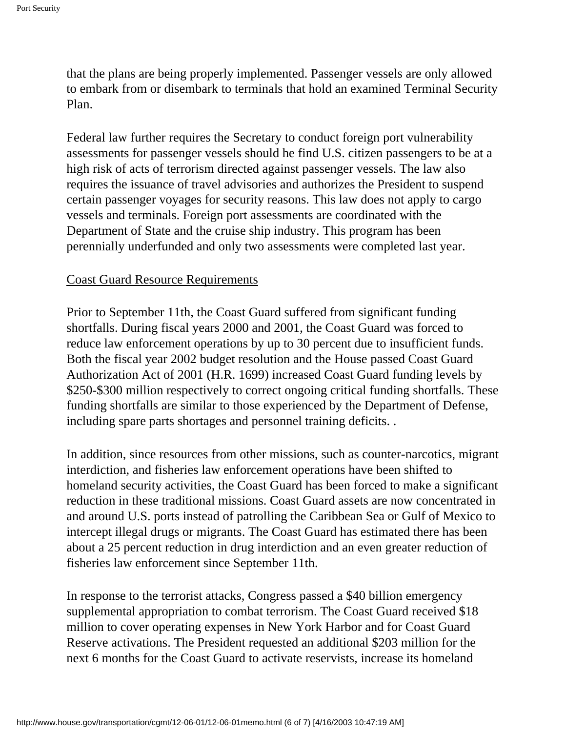that the plans are being properly implemented. Passenger vessels are only allowed to embark from or disembark to terminals that hold an examined Terminal Security Plan.

Federal law further requires the Secretary to conduct foreign port vulnerability assessments for passenger vessels should he find U.S. citizen passengers to be at a high risk of acts of terrorism directed against passenger vessels. The law also requires the issuance of travel advisories and authorizes the President to suspend certain passenger voyages for security reasons. This law does not apply to cargo vessels and terminals. Foreign port assessments are coordinated with the Department of State and the cruise ship industry. This program has been perennially underfunded and only two assessments were completed last year.

Coast Guard Resource Requirements

Prior to September 11th, the Coast Guard suffered from significant funding shortfalls. During fiscal years 2000 and 2001, the Coast Guard was forced to reduce law enforcement operations by up to 30 percent due to insufficient funds. Both the fiscal year 2002 budget resolution and the House passed Coast Guard Authorization Act of 2001 (H.R. 1699) increased Coast Guard funding levels by $250-$300 million respectively to correct ongoing critical funding shortfalls. These funding shortfalls are similar to those experienced by the Department of Defense, including spare parts shortages and personnel training deficits. .

In addition, since resources from other missions, such as counter-narcotics, migrant interdiction, and fisheries law enforcement operations have been shifted to homeland security activities, the Coast Guard has been forced to make a significant reduction in these traditional missions. Coast Guard assets are now concentrated in and around U.S. ports instead of patrolling the Caribbean Sea or Gulf of Mexico to intercept illegal drugs or migrants. The Coast Guard has estimated there has been about a 25 percent reduction in drug interdiction and an even greater reduction of fisheries law enforcement since September 11th.

In response to the terrorist attacks, Congress passed a $40 billion emergency supplemental appropriation to combat terrorism. The Coast Guard received $18 million to cover operating expenses in New York Harbor and for Coast Guard Reserve activations. The President requested an additional $203 million for the next 6 months for the Coast Guard to activate reservists, increase its homeland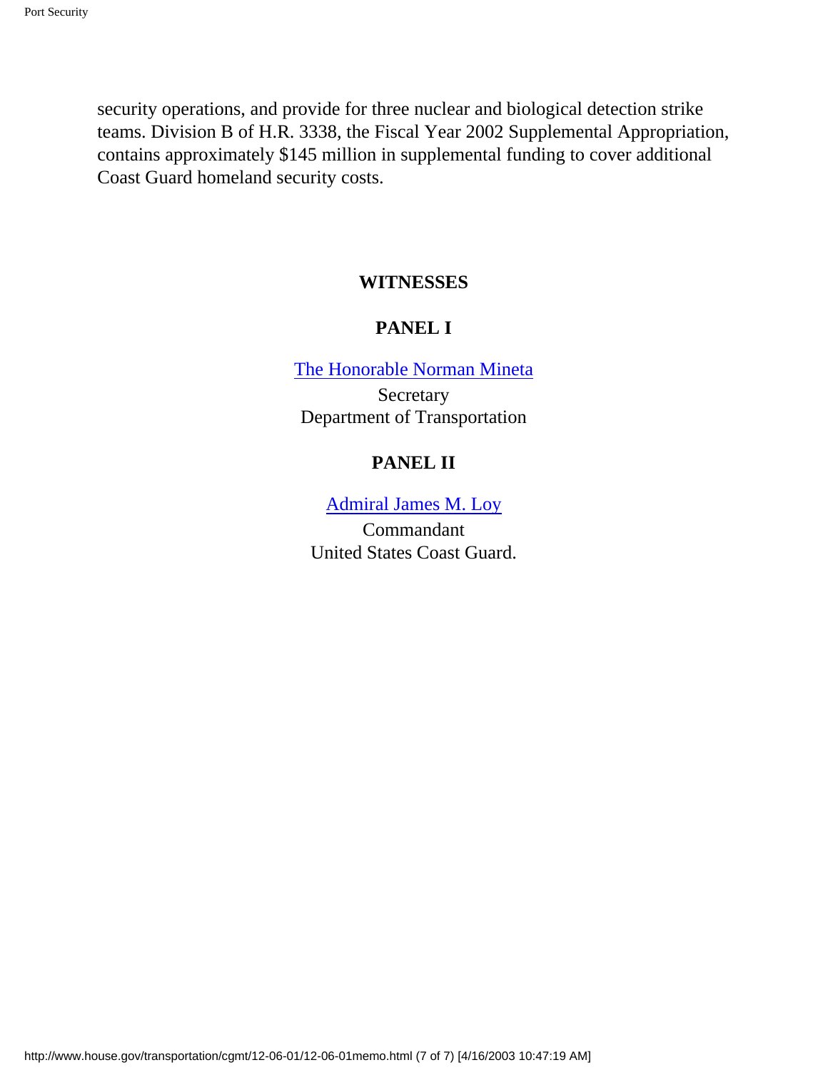security operations, and provide for three nuclear and biological detection strike teams. Division B of H.R. 3338, the Fiscal Year 2002 Supplemental Appropriation, contains approximately $145 million in supplemental funding to cover additional Coast Guard homeland security costs.

## WITNESSES

### PANEL I

The Honorable Norman Mineta
Secretary
Department of Transportation

### PANEL II

Admiral James M. Loy
Commandant
United States Coast Guard.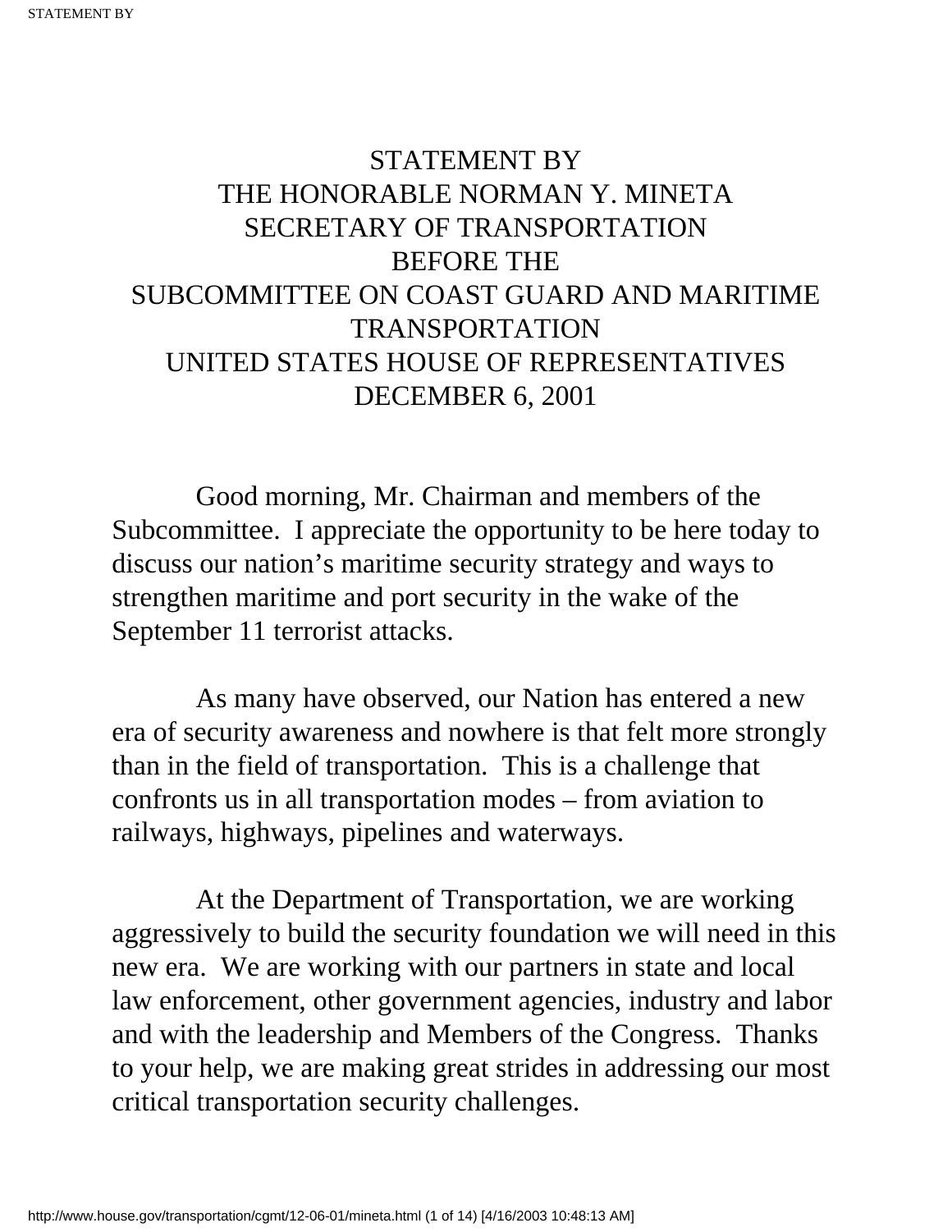# STATEMENT BY
# THE HONORABLE NORMAN Y. MINETA
# SECRETARY OF TRANSPORTATION
# BEFORE THE
# SUBCOMMITTEE ON COAST GUARD AND MARITIME TRANSPORTATION
# UNITED STATES HOUSE OF REPRESENTATIVES
# DECEMBER 6, 2001

Good morning, Mr. Chairman and members of the Subcommittee. I appreciate the opportunity to be here today to discuss our nation's maritime security strategy and ways to strengthen maritime and port security in the wake of the September 11 terrorist attacks.

As many have observed, our Nation has entered a new era of security awareness and nowhere is that felt more strongly than in the field of transportation. This is a challenge that confronts us in all transportation modes – from aviation to railways, highways, pipelines and waterways.

At the Department of Transportation, we are working aggressively to build the security foundation we will need in this new era. We are working with our partners in state and local law enforcement, other government agencies, industry and labor and with the leadership and Members of the Congress. Thanks to your help, we are making great strides in addressing our most critical transportation security challenges.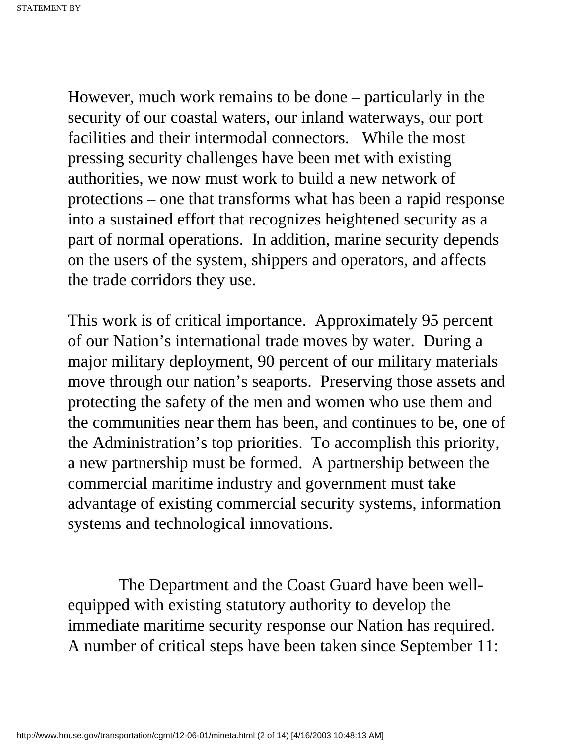However, much work remains to be done – particularly in the security of our coastal waters, our inland waterways, our port facilities and their intermodal connectors. While the most pressing security challenges have been met with existing authorities, we now must work to build a new network of protections – one that transforms what has been a rapid response into a sustained effort that recognizes heightened security as a part of normal operations. In addition, marine security depends on the users of the system, shippers and operators, and affects the trade corridors they use.

This work is of critical importance. Approximately 95 percent of our Nation's international trade moves by water. During a major military deployment, 90 percent of our military materials move through our nation's seaports. Preserving those assets and protecting the safety of the men and women who use them and the communities near them has been, and continues to be, one of the Administration's top priorities. To accomplish this priority, a new partnership must be formed. A partnership between the commercial maritime industry and government must take advantage of existing commercial security systems, information systems and technological innovations.

The Department and the Coast Guard have been well-equipped with existing statutory authority to develop the immediate maritime security response our Nation has required. A number of critical steps have been taken since September 11: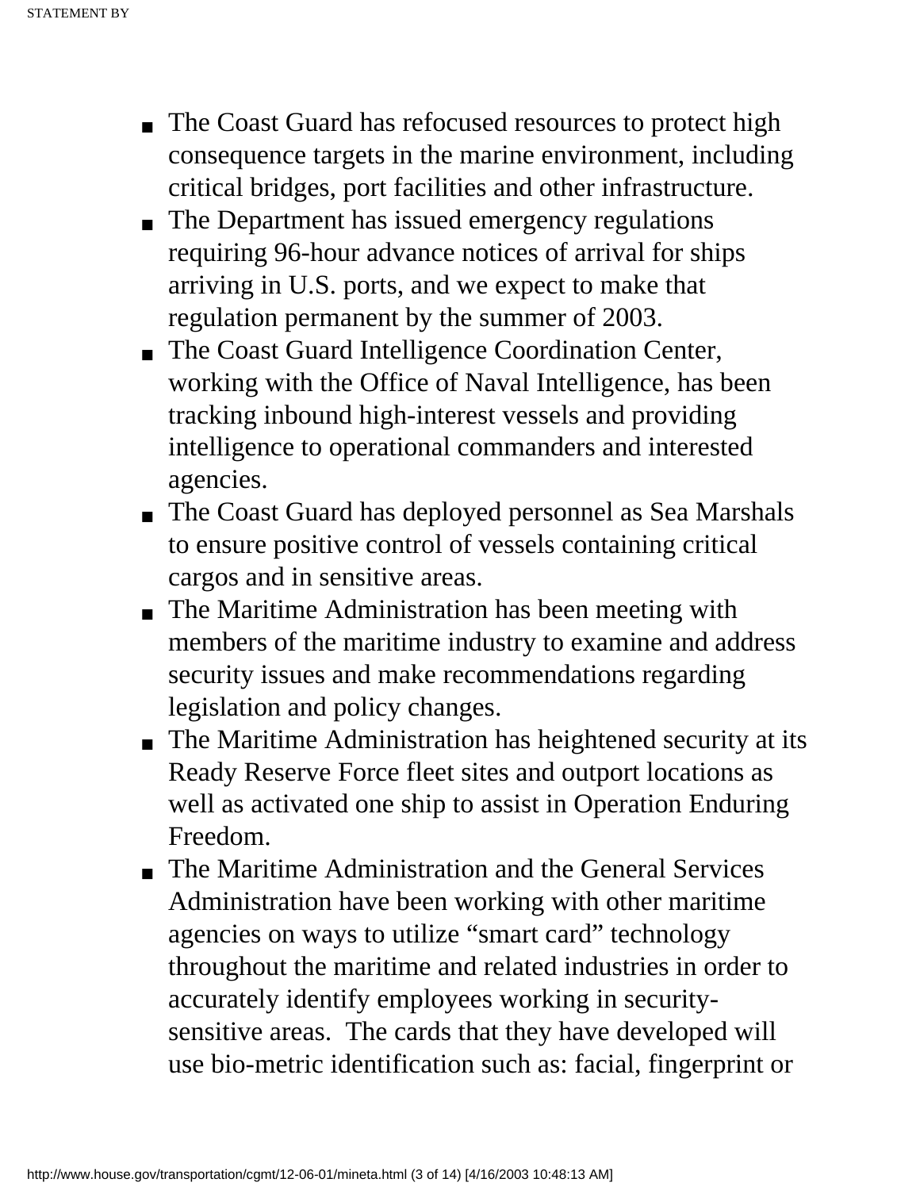- The Coast Guard has refocused resources to protect high consequence targets in the marine environment, including critical bridges, port facilities and other infrastructure.
- The Department has issued emergency regulations requiring 96-hour advance notices of arrival for ships arriving in U.S. ports, and we expect to make that regulation permanent by the summer of 2003.
- The Coast Guard Intelligence Coordination Center, working with the Office of Naval Intelligence, has been tracking inbound high-interest vessels and providing intelligence to operational commanders and interested agencies.
- The Coast Guard has deployed personnel as Sea Marshals to ensure positive control of vessels containing critical cargos and in sensitive areas.
- The Maritime Administration has been meeting with members of the maritime industry to examine and address security issues and make recommendations regarding legislation and policy changes.
- The Maritime Administration has heightened security at its Ready Reserve Force fleet sites and outport locations as well as activated one ship to assist in Operation Enduring Freedom.
- The Maritime Administration and the General Services Administration have been working with other maritime agencies on ways to utilize "smart card" technology throughout the maritime and related industries in order to accurately identify employees working in security-sensitive areas. The cards that they have developed will use bio-metric identification such as: facial, fingerprint or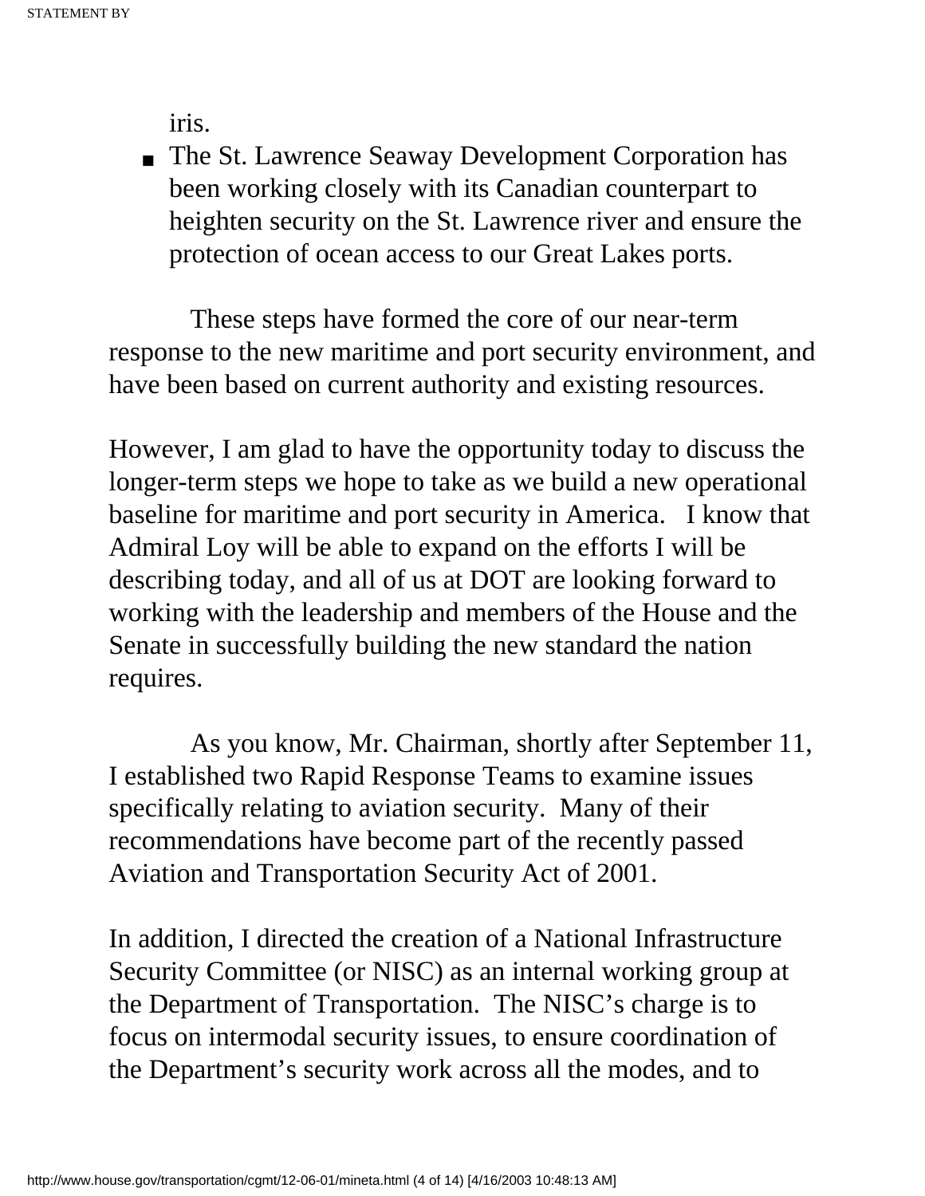iris.

- The St. Lawrence Seaway Development Corporation has been working closely with its Canadian counterpart to heighten security on the St. Lawrence river and ensure the protection of ocean access to our Great Lakes ports.

These steps have formed the core of our near-term response to the new maritime and port security environment, and have been based on current authority and existing resources.

However, I am glad to have the opportunity today to discuss the longer-term steps we hope to take as we build a new operational baseline for maritime and port security in America. I know that Admiral Loy will be able to expand on the efforts I will be describing today, and all of us at DOT are looking forward to working with the leadership and members of the House and the Senate in successfully building the new standard the nation requires.

As you know, Mr. Chairman, shortly after September 11, I established two Rapid Response Teams to examine issues specifically relating to aviation security. Many of their recommendations have become part of the recently passed Aviation and Transportation Security Act of 2001.

In addition, I directed the creation of a National Infrastructure Security Committee (or NISC) as an internal working group at the Department of Transportation. The NISC's charge is to focus on intermodal security issues, to ensure coordination of the Department's security work across all the modes, and to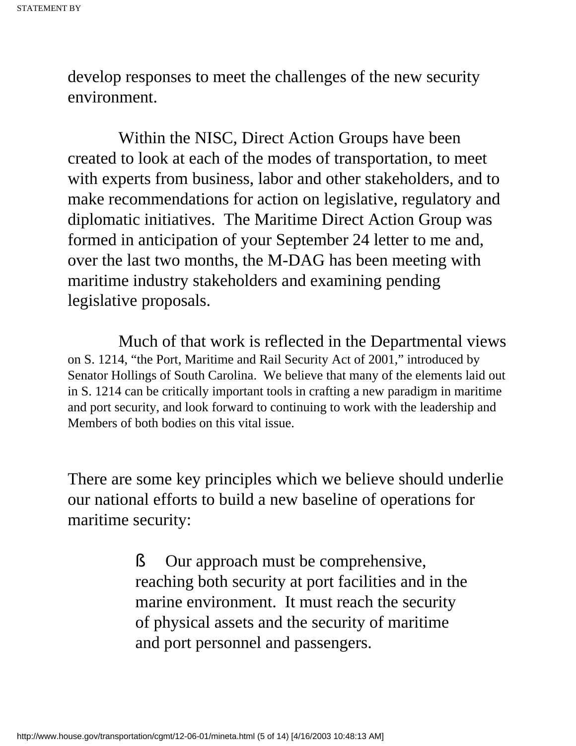develop responses to meet the challenges of the new security environment.

Within the NISC, Direct Action Groups have been created to look at each of the modes of transportation, to meet with experts from business, labor and other stakeholders, and to make recommendations for action on legislative, regulatory and diplomatic initiatives. The Maritime Direct Action Group was formed in anticipation of your September 24 letter to me and, over the last two months, the M-DAG has been meeting with maritime industry stakeholders and examining pending legislative proposals.

Much of that work is reflected in the Departmental views on S. 1214, "the Port, Maritime and Rail Security Act of 2001," introduced by Senator Hollings of South Carolina. We believe that many of the elements laid out in S. 1214 can be critically important tools in crafting a new paradigm in maritime and port security, and look forward to continuing to work with the leadership and Members of both bodies on this vital issue.

There are some key principles which we believe should underlie our national efforts to build a new baseline of operations for maritime security:

- Our approach must be comprehensive, reaching both security at port facilities and in the marine environment. It must reach the security of physical assets and the security of maritime and port personnel and passengers.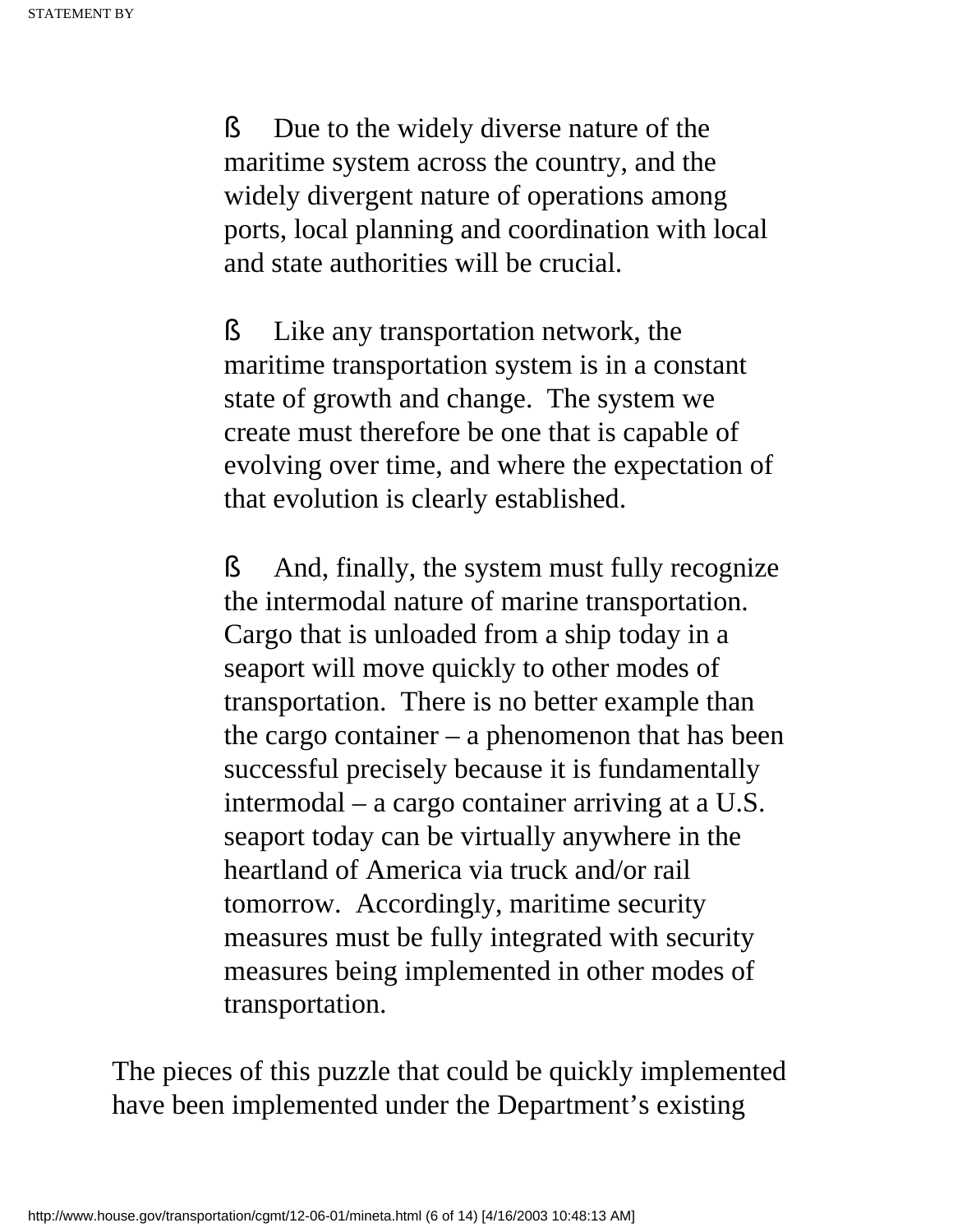- Due to the widely diverse nature of the maritime system across the country, and the widely divergent nature of operations among ports, local planning and coordination with local and state authorities will be crucial.

- Like any transportation network, the maritime transportation system is in a constant state of growth and change. The system we create must therefore be one that is capable of evolving over time, and where the expectation of that evolution is clearly established.

- And, finally, the system must fully recognize the intermodal nature of marine transportation. Cargo that is unloaded from a ship today in a seaport will move quickly to other modes of transportation. There is no better example than the cargo container – a phenomenon that has been successful precisely because it is fundamentally intermodal – a cargo container arriving at a U.S. seaport today can be virtually anywhere in the heartland of America via truck and/or rail tomorrow. Accordingly, maritime security measures must be fully integrated with security measures being implemented in other modes of transportation.

The pieces of this puzzle that could be quickly implemented have been implemented under the Department's existing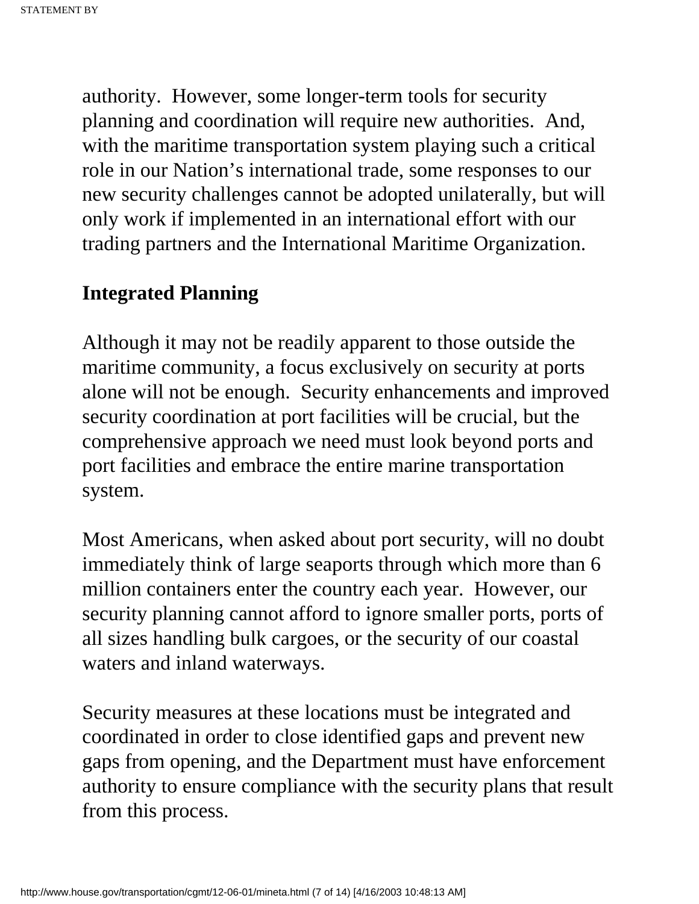authority. However, some longer-term tools for security planning and coordination will require new authorities. And, with the maritime transportation system playing such a critical role in our Nation's international trade, some responses to our new security challenges cannot be adopted unilaterally, but will only work if implemented in an international effort with our trading partners and the International Maritime Organization.

**Integrated Planning**

Although it may not be readily apparent to those outside the maritime community, a focus exclusively on security at ports alone will not be enough. Security enhancements and improved security coordination at port facilities will be crucial, but the comprehensive approach we need must look beyond ports and port facilities and embrace the entire marine transportation system.

Most Americans, when asked about port security, will no doubt immediately think of large seaports through which more than 6 million containers enter the country each year. However, our security planning cannot afford to ignore smaller ports, ports of all sizes handling bulk cargoes, or the security of our coastal waters and inland waterways.

Security measures at these locations must be integrated and coordinated in order to close identified gaps and prevent new gaps from opening, and the Department must have enforcement authority to ensure compliance with the security plans that result from this process.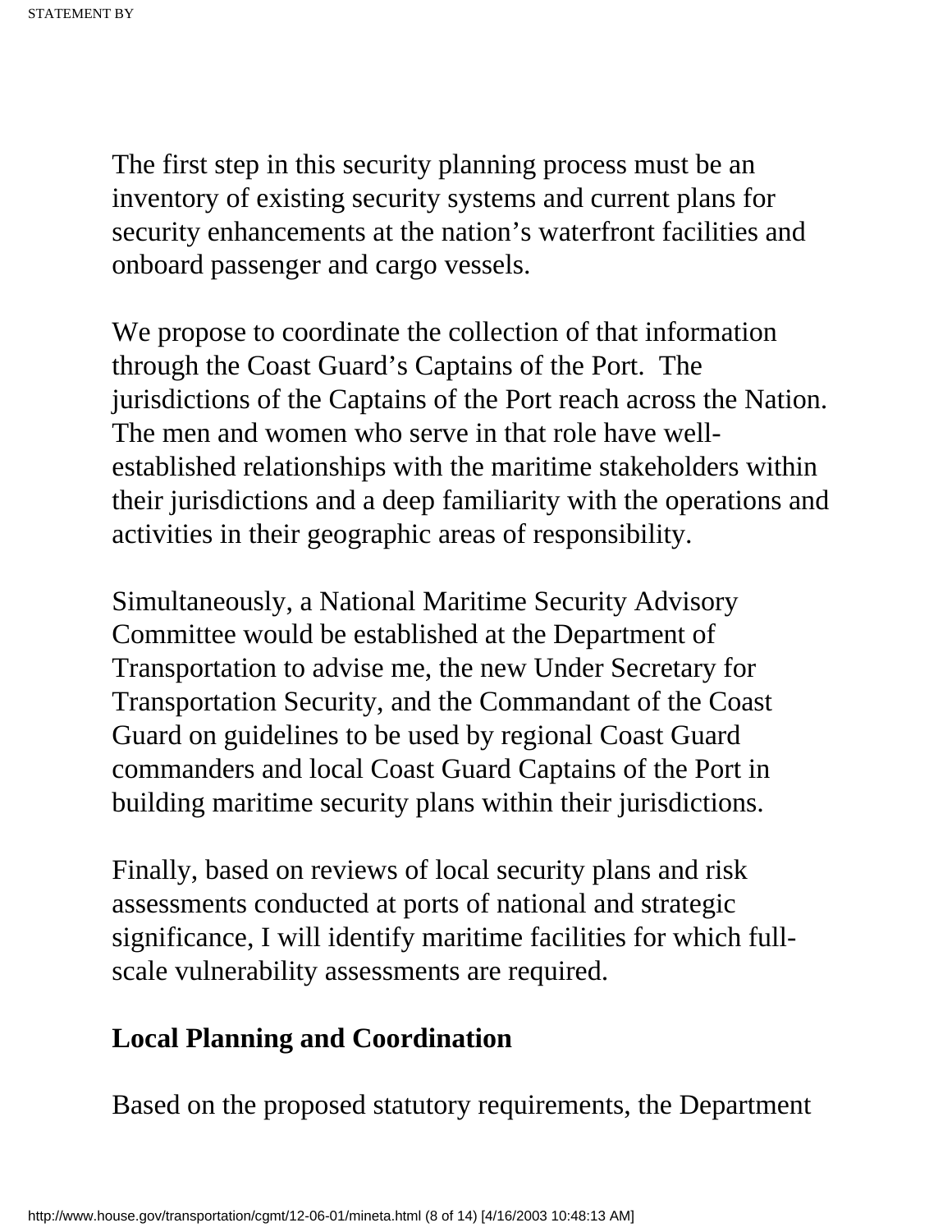The first step in this security planning process must be an inventory of existing security systems and current plans for security enhancements at the nation's waterfront facilities and onboard passenger and cargo vessels.

We propose to coordinate the collection of that information through the Coast Guard's Captains of the Port. The jurisdictions of the Captains of the Port reach across the Nation. The men and women who serve in that role have well-established relationships with the maritime stakeholders within their jurisdictions and a deep familiarity with the operations and activities in their geographic areas of responsibility.

Simultaneously, a National Maritime Security Advisory Committee would be established at the Department of Transportation to advise me, the new Under Secretary for Transportation Security, and the Commandant of the Coast Guard on guidelines to be used by regional Coast Guard commanders and local Coast Guard Captains of the Port in building maritime security plans within their jurisdictions.

Finally, based on reviews of local security plans and risk assessments conducted at ports of national and strategic significance, I will identify maritime facilities for which full-scale vulnerability assessments are required.

**Local Planning and Coordination**

Based on the proposed statutory requirements, the Department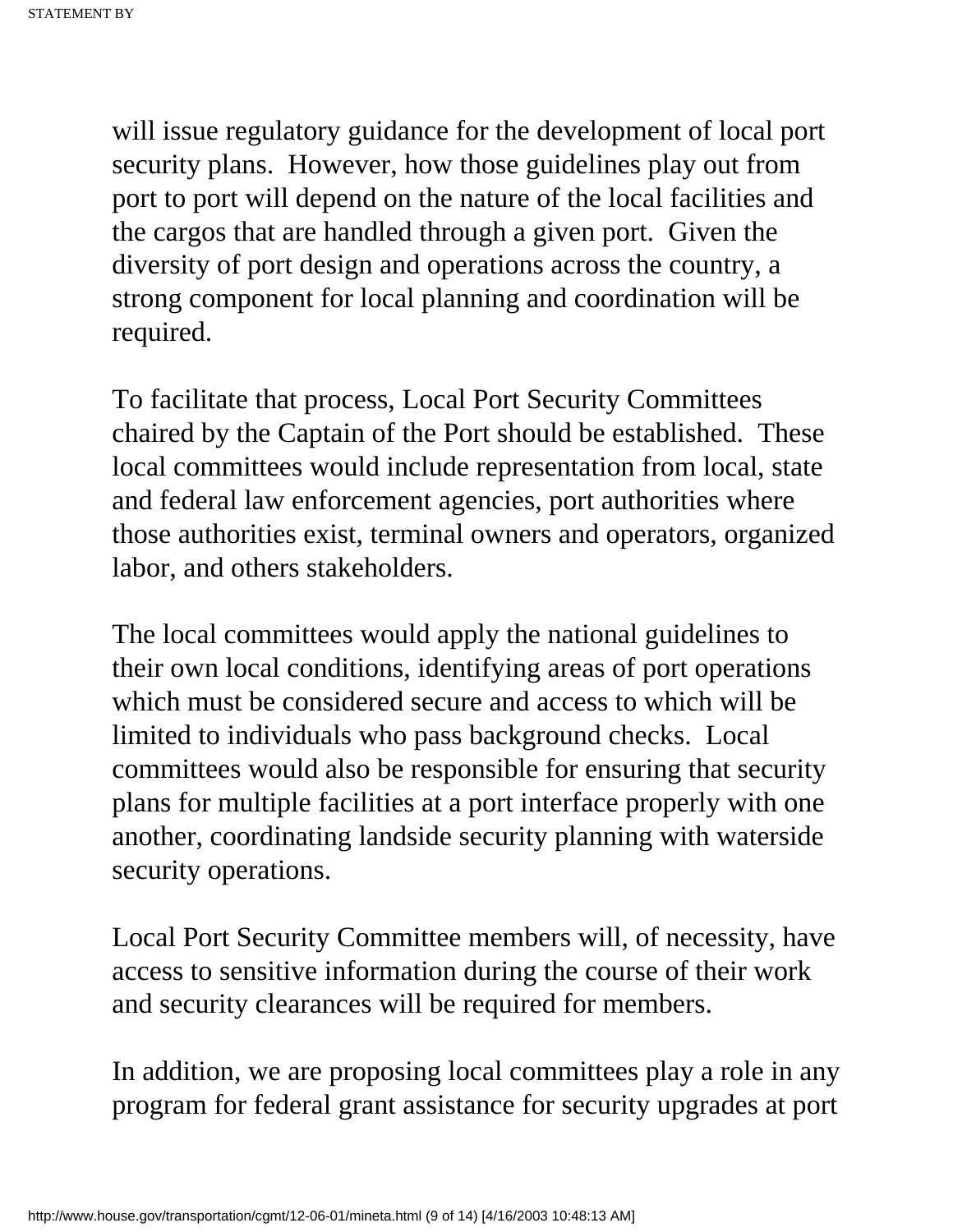will issue regulatory guidance for the development of local port security plans. However, how those guidelines play out from port to port will depend on the nature of the local facilities and the cargos that are handled through a given port. Given the diversity of port design and operations across the country, a strong component for local planning and coordination will be required.

To facilitate that process, Local Port Security Committees chaired by the Captain of the Port should be established. These local committees would include representation from local, state and federal law enforcement agencies, port authorities where those authorities exist, terminal owners and operators, organized labor, and others stakeholders.

The local committees would apply the national guidelines to their own local conditions, identifying areas of port operations which must be considered secure and access to which will be limited to individuals who pass background checks. Local committees would also be responsible for ensuring that security plans for multiple facilities at a port interface properly with one another, coordinating landside security planning with waterside security operations.

Local Port Security Committee members will, of necessity, have access to sensitive information during the course of their work and security clearances will be required for members.

In addition, we are proposing local committees play a role in any program for federal grant assistance for security upgrades at port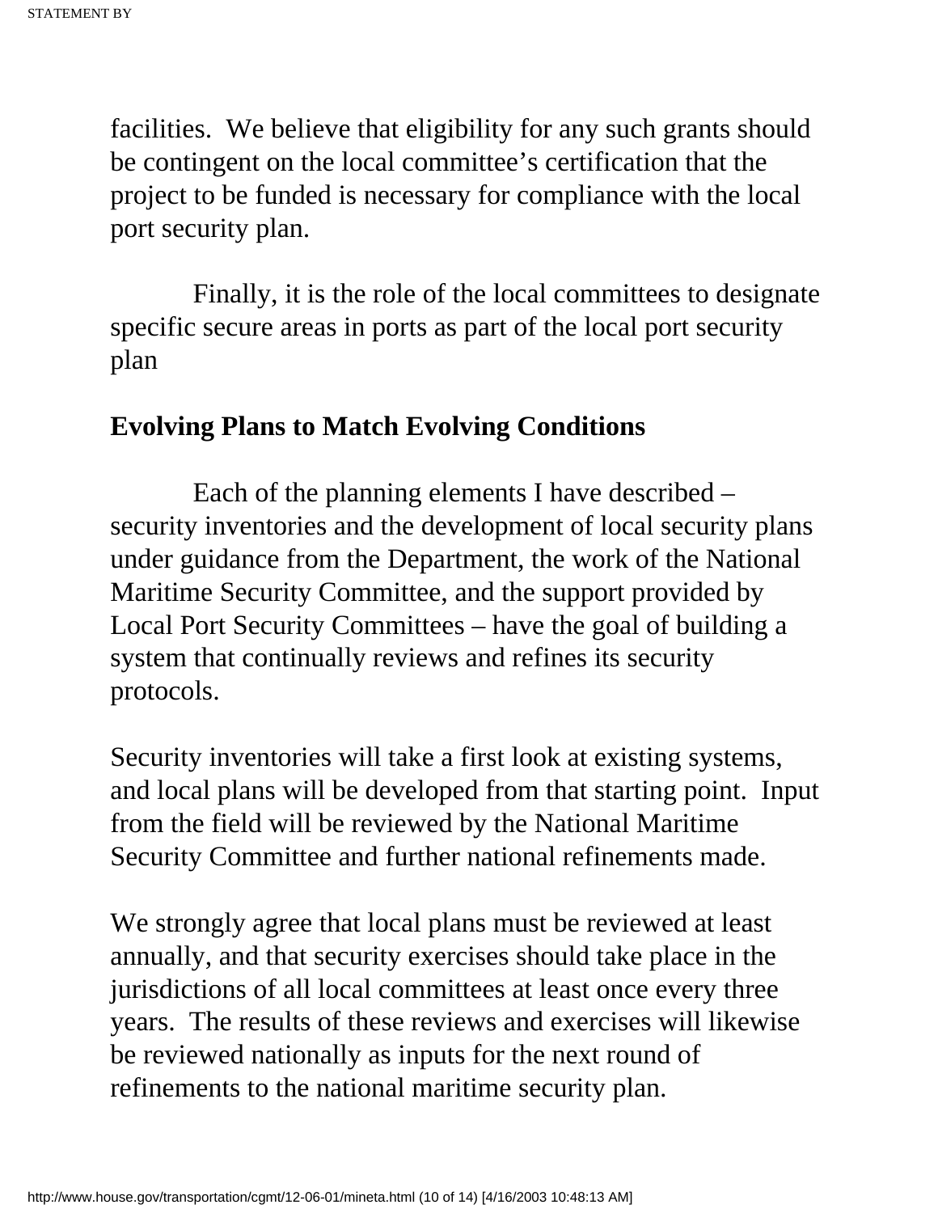facilities. We believe that eligibility for any such grants should be contingent on the local committee's certification that the project to be funded is necessary for compliance with the local port security plan.

Finally, it is the role of the local committees to designate specific secure areas in ports as part of the local port security plan

**Evolving Plans to Match Evolving Conditions**

Each of the planning elements I have described – security inventories and the development of local security plans under guidance from the Department, the work of the National Maritime Security Committee, and the support provided by Local Port Security Committees – have the goal of building a system that continually reviews and refines its security protocols.

Security inventories will take a first look at existing systems, and local plans will be developed from that starting point. Input from the field will be reviewed by the National Maritime Security Committee and further national refinements made.

We strongly agree that local plans must be reviewed at least annually, and that security exercises should take place in the jurisdictions of all local committees at least once every three years. The results of these reviews and exercises will likewise be reviewed nationally as inputs for the next round of refinements to the national maritime security plan.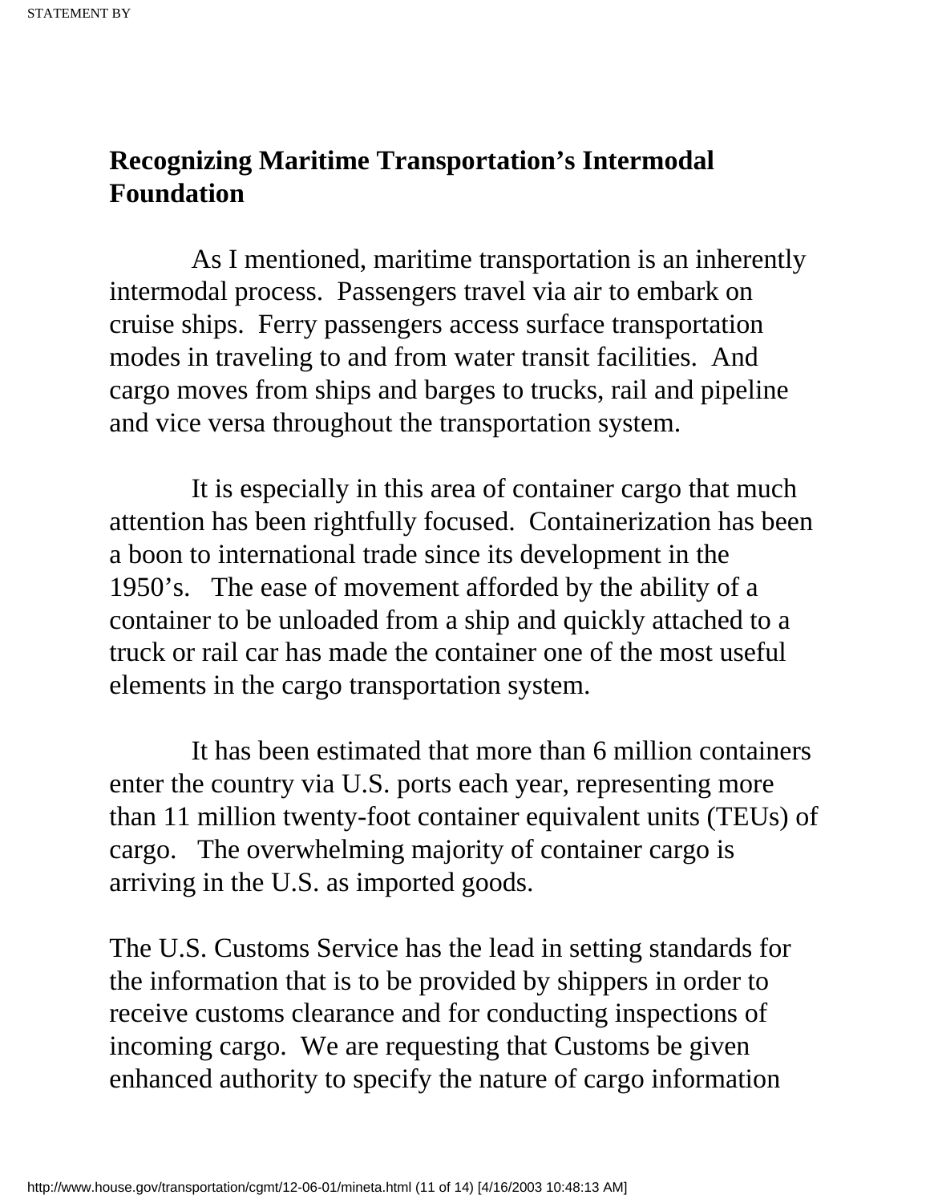## Recognizing Maritime Transportation's Intermodal Foundation

As I mentioned, maritime transportation is an inherently intermodal process. Passengers travel via air to embark on cruise ships. Ferry passengers access surface transportation modes in traveling to and from water transit facilities. And cargo moves from ships and barges to trucks, rail and pipeline and vice versa throughout the transportation system.

It is especially in this area of container cargo that much attention has been rightfully focused. Containerization has been a boon to international trade since its development in the 1950's. The ease of movement afforded by the ability of a container to be unloaded from a ship and quickly attached to a truck or rail car has made the container one of the most useful elements in the cargo transportation system.

It has been estimated that more than 6 million containers enter the country via U.S. ports each year, representing more than 11 million twenty-foot container equivalent units (TEUs) of cargo. The overwhelming majority of container cargo is arriving in the U.S. as imported goods.

The U.S. Customs Service has the lead in setting standards for the information that is to be provided by shippers in order to receive customs clearance and for conducting inspections of incoming cargo. We are requesting that Customs be given enhanced authority to specify the nature of cargo information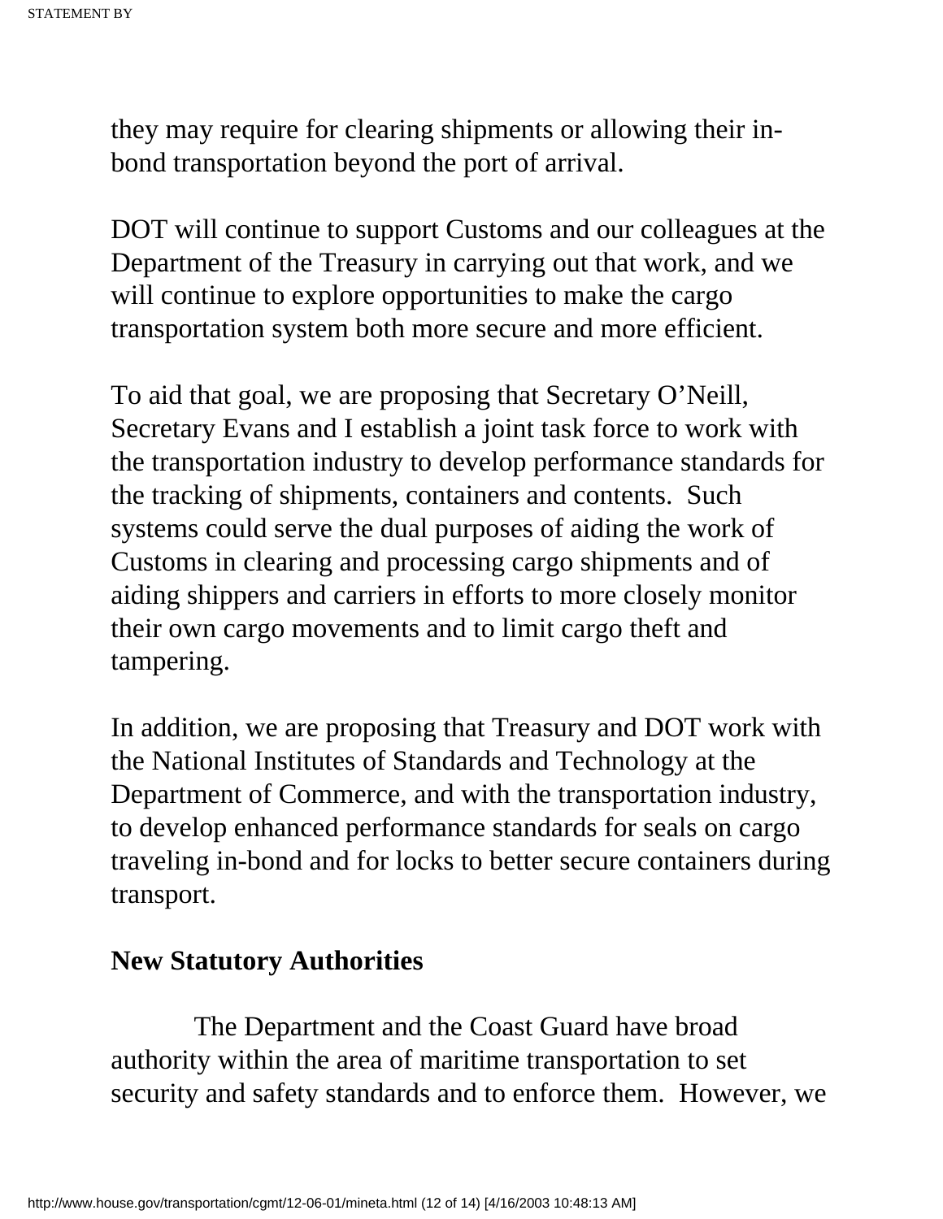they may require for clearing shipments or allowing their in-bond transportation beyond the port of arrival.

DOT will continue to support Customs and our colleagues at the Department of the Treasury in carrying out that work, and we will continue to explore opportunities to make the cargo transportation system both more secure and more efficient.

To aid that goal, we are proposing that Secretary O'Neill, Secretary Evans and I establish a joint task force to work with the transportation industry to develop performance standards for the tracking of shipments, containers and contents. Such systems could serve the dual purposes of aiding the work of Customs in clearing and processing cargo shipments and of aiding shippers and carriers in efforts to more closely monitor their own cargo movements and to limit cargo theft and tampering.

In addition, we are proposing that Treasury and DOT work with the National Institutes of Standards and Technology at the Department of Commerce, and with the transportation industry, to develop enhanced performance standards for seals on cargo traveling in-bond and for locks to better secure containers during transport.

**New Statutory Authorities**

The Department and the Coast Guard have broad authority within the area of maritime transportation to set security and safety standards and to enforce them. However, we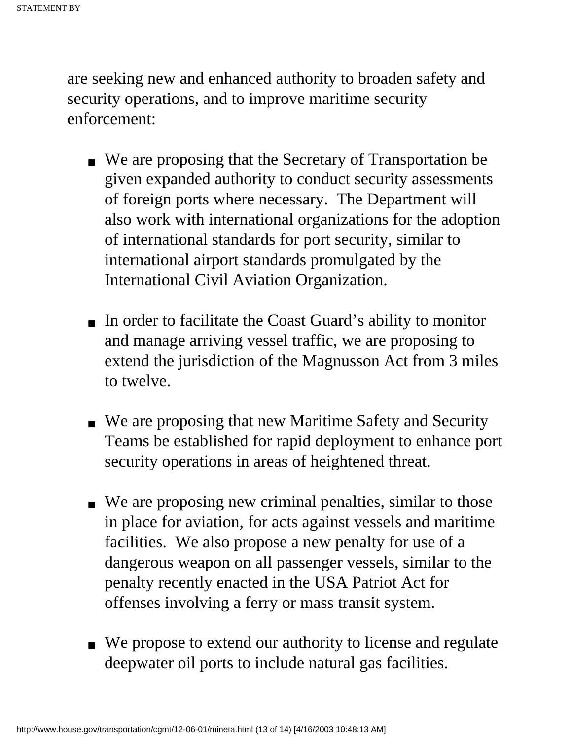are seeking new and enhanced authority to broaden safety and security operations, and to improve maritime security enforcement:

- We are proposing that the Secretary of Transportation be given expanded authority to conduct security assessments of foreign ports where necessary. The Department will also work with international organizations for the adoption of international standards for port security, similar to international airport standards promulgated by the International Civil Aviation Organization.

- In order to facilitate the Coast Guard's ability to monitor and manage arriving vessel traffic, we are proposing to extend the jurisdiction of the Magnusson Act from 3 miles to twelve.

- We are proposing that new Maritime Safety and Security Teams be established for rapid deployment to enhance port security operations in areas of heightened threat.

- We are proposing new criminal penalties, similar to those in place for aviation, for acts against vessels and maritime facilities. We also propose a new penalty for use of a dangerous weapon on all passenger vessels, similar to the penalty recently enacted in the USA Patriot Act for offenses involving a ferry or mass transit system.

- We propose to extend our authority to license and regulate deepwater oil ports to include natural gas facilities.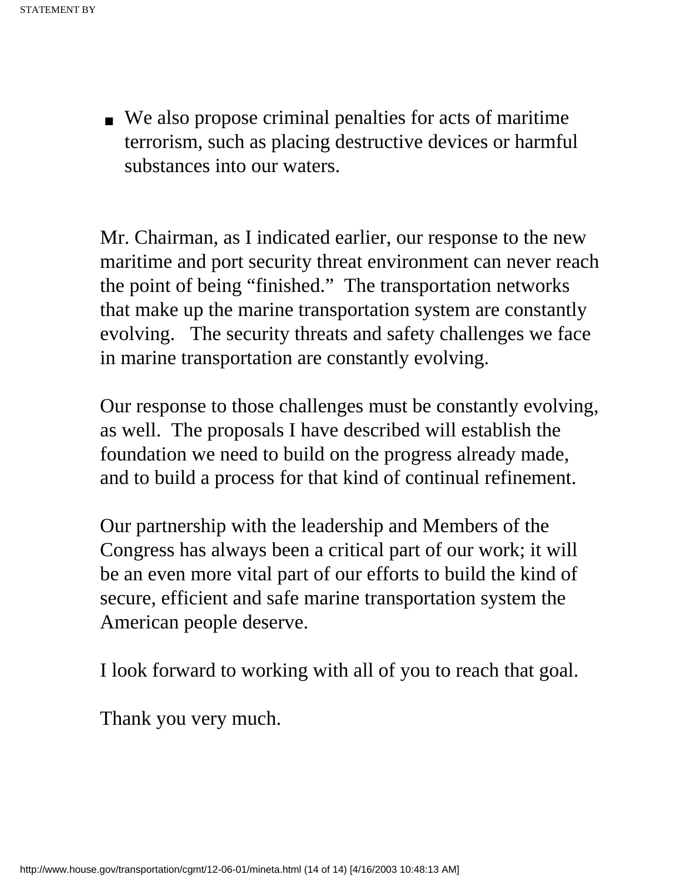- We also propose criminal penalties for acts of maritime terrorism, such as placing destructive devices or harmful substances into our waters.

Mr. Chairman, as I indicated earlier, our response to the new maritime and port security threat environment can never reach the point of being "finished." The transportation networks that make up the marine transportation system are constantly evolving. The security threats and safety challenges we face in marine transportation are constantly evolving.

Our response to those challenges must be constantly evolving, as well. The proposals I have described will establish the foundation we need to build on the progress already made, and to build a process for that kind of continual refinement.

Our partnership with the leadership and Members of the Congress has always been a critical part of our work; it will be an even more vital part of our efforts to build the kind of secure, efficient and safe marine transportation system the American people deserve.

I look forward to working with all of you to reach that goal.

Thank you very much.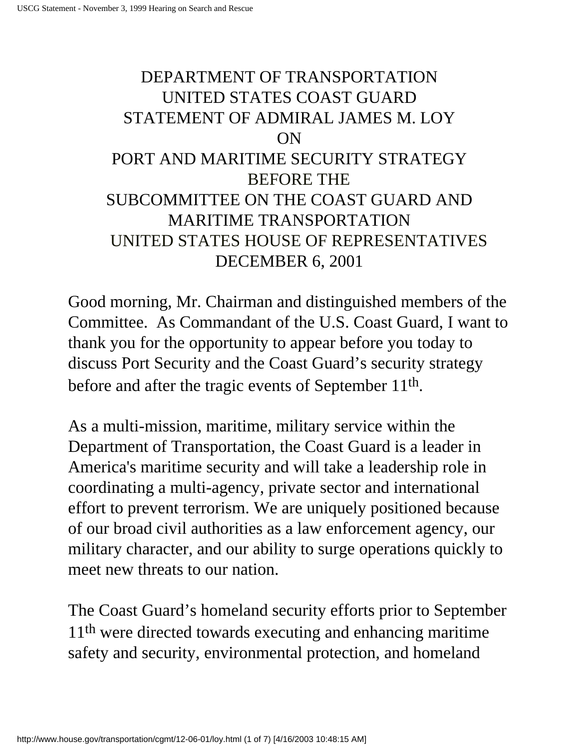# DEPARTMENT OF TRANSPORTATION
# UNITED STATES COAST GUARD
# STATEMENT OF ADMIRAL JAMES M. LOY
# ON
# PORT AND MARITIME SECURITY STRATEGY
# BEFORE THE
# SUBCOMMITTEE ON THE COAST GUARD AND MARITIME TRANSPORTATION
# UNITED STATES HOUSE OF REPRESENTATIVES
# DECEMBER 6, 2001

Good morning, Mr. Chairman and distinguished members of the Committee. As Commandant of the U.S. Coast Guard, I want to thank you for the opportunity to appear before you today to discuss Port Security and the Coast Guard's security strategy before and after the tragic events of September 11th.

As a multi-mission, maritime, military service within the Department of Transportation, the Coast Guard is a leader in America's maritime security and will take a leadership role in coordinating a multi-agency, private sector and international effort to prevent terrorism. We are uniquely positioned because of our broad civil authorities as a law enforcement agency, our military character, and our ability to surge operations quickly to meet new threats to our nation.

The Coast Guard's homeland security efforts prior to September 11th were directed towards executing and enhancing maritime safety and security, environmental protection, and homeland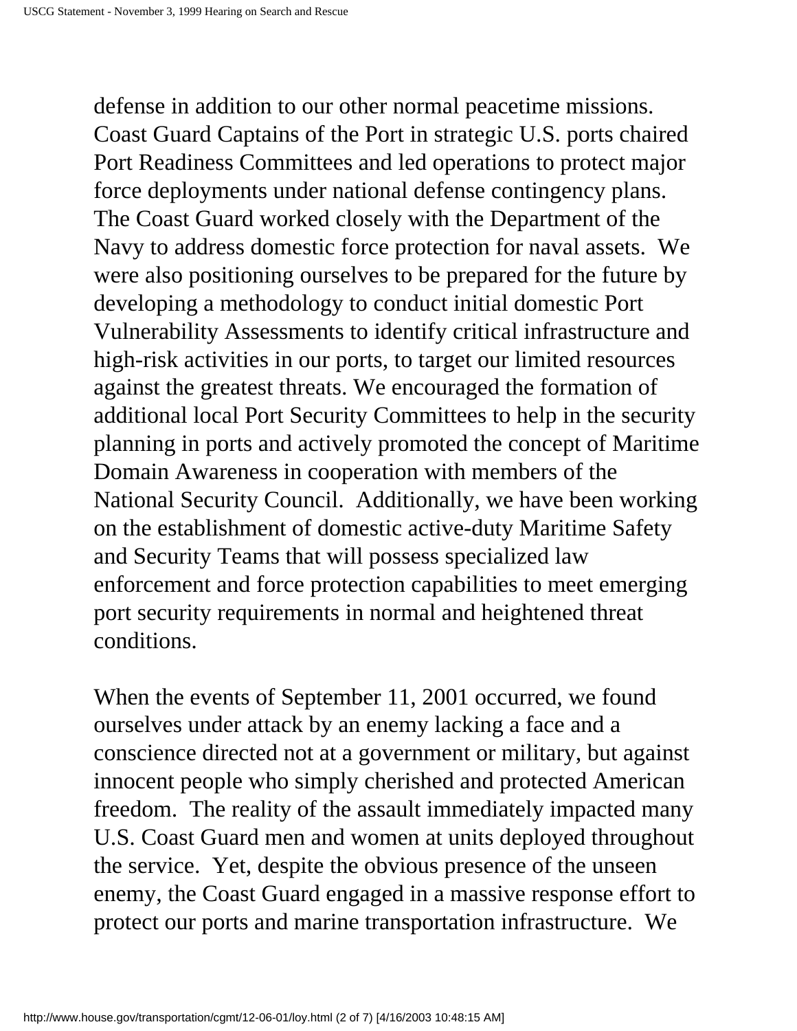defense in addition to our other normal peacetime missions. Coast Guard Captains of the Port in strategic U.S. ports chaired Port Readiness Committees and led operations to protect major force deployments under national defense contingency plans. The Coast Guard worked closely with the Department of the Navy to address domestic force protection for naval assets. We were also positioning ourselves to be prepared for the future by developing a methodology to conduct initial domestic Port Vulnerability Assessments to identify critical infrastructure and high-risk activities in our ports, to target our limited resources against the greatest threats. We encouraged the formation of additional local Port Security Committees to help in the security planning in ports and actively promoted the concept of Maritime Domain Awareness in cooperation with members of the National Security Council. Additionally, we have been working on the establishment of domestic active-duty Maritime Safety and Security Teams that will possess specialized law enforcement and force protection capabilities to meet emerging port security requirements in normal and heightened threat conditions.

When the events of September 11, 2001 occurred, we found ourselves under attack by an enemy lacking a face and a conscience directed not at a government or military, but against innocent people who simply cherished and protected American freedom. The reality of the assault immediately impacted many U.S. Coast Guard men and women at units deployed throughout the service. Yet, despite the obvious presence of the unseen enemy, the Coast Guard engaged in a massive response effort to protect our ports and marine transportation infrastructure. We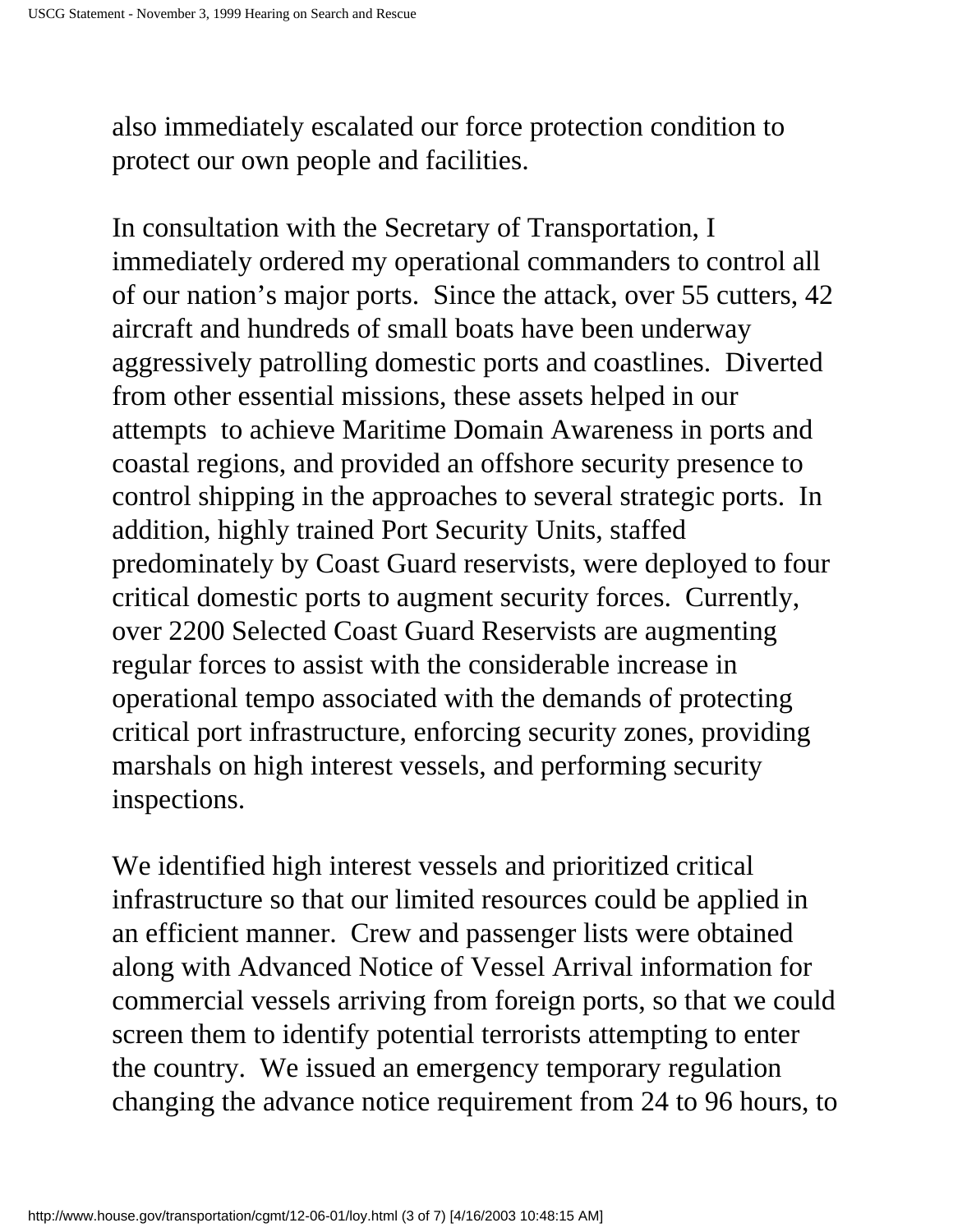also immediately escalated our force protection condition to protect our own people and facilities.

In consultation with the Secretary of Transportation, I immediately ordered my operational commanders to control all of our nation's major ports. Since the attack, over 55 cutters, 42 aircraft and hundreds of small boats have been underway aggressively patrolling domestic ports and coastlines. Diverted from other essential missions, these assets helped in our attempts to achieve Maritime Domain Awareness in ports and coastal regions, and provided an offshore security presence to control shipping in the approaches to several strategic ports. In addition, highly trained Port Security Units, staffed predominately by Coast Guard reservists, were deployed to four critical domestic ports to augment security forces. Currently, over 2200 Selected Coast Guard Reservists are augmenting regular forces to assist with the considerable increase in operational tempo associated with the demands of protecting critical port infrastructure, enforcing security zones, providing marshals on high interest vessels, and performing security inspections.

We identified high interest vessels and prioritized critical infrastructure so that our limited resources could be applied in an efficient manner. Crew and passenger lists were obtained along with Advanced Notice of Vessel Arrival information for commercial vessels arriving from foreign ports, so that we could screen them to identify potential terrorists attempting to enter the country. We issued an emergency temporary regulation changing the advance notice requirement from 24 to 96 hours, to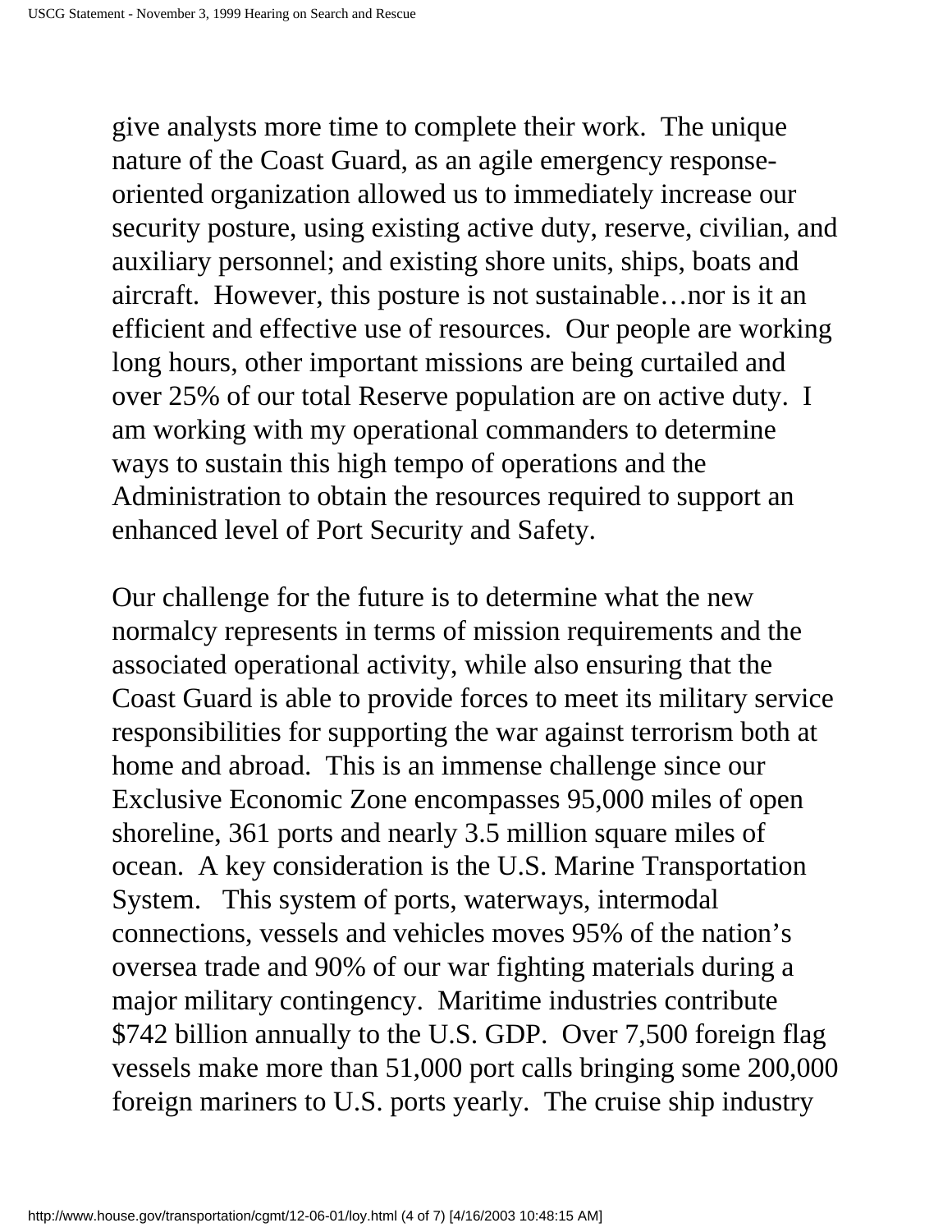give analysts more time to complete their work. The unique nature of the Coast Guard, as an agile emergency response-oriented organization allowed us to immediately increase our security posture, using existing active duty, reserve, civilian, and auxiliary personnel; and existing shore units, ships, boats and aircraft. However, this posture is not sustainable…nor is it an efficient and effective use of resources. Our people are working long hours, other important missions are being curtailed and over 25% of our total Reserve population are on active duty. I am working with my operational commanders to determine ways to sustain this high tempo of operations and the Administration to obtain the resources required to support an enhanced level of Port Security and Safety.

Our challenge for the future is to determine what the new normalcy represents in terms of mission requirements and the associated operational activity, while also ensuring that the Coast Guard is able to provide forces to meet its military service responsibilities for supporting the war against terrorism both at home and abroad. This is an immense challenge since our Exclusive Economic Zone encompasses 95,000 miles of open shoreline, 361 ports and nearly 3.5 million square miles of ocean. A key consideration is the U.S. Marine Transportation System. This system of ports, waterways, intermodal connections, vessels and vehicles moves 95% of the nation's oversea trade and 90% of our war fighting materials during a major military contingency. Maritime industries contribute $742 billion annually to the U.S. GDP. Over 7,500 foreign flag vessels make more than 51,000 port calls bringing some 200,000 foreign mariners to U.S. ports yearly. The cruise ship industry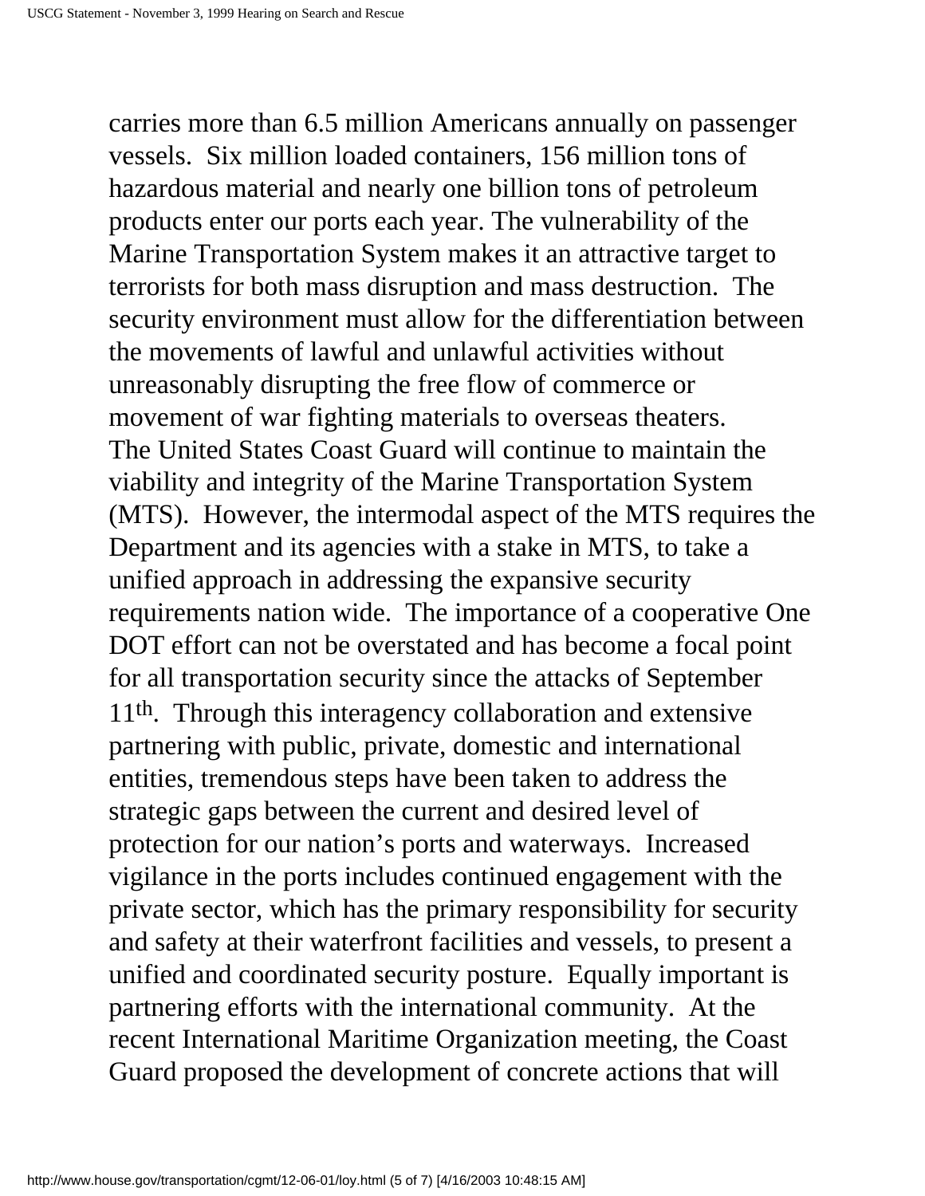carries more than 6.5 million Americans annually on passenger vessels. Six million loaded containers, 156 million tons of hazardous material and nearly one billion tons of petroleum products enter our ports each year. The vulnerability of the Marine Transportation System makes it an attractive target to terrorists for both mass disruption and mass destruction. The security environment must allow for the differentiation between the movements of lawful and unlawful activities without unreasonably disrupting the free flow of commerce or movement of war fighting materials to overseas theaters.

The United States Coast Guard will continue to maintain the viability and integrity of the Marine Transportation System (MTS). However, the intermodal aspect of the MTS requires the Department and its agencies with a stake in MTS, to take a unified approach in addressing the expansive security requirements nation wide. The importance of a cooperative One DOT effort can not be overstated and has become a focal point for all transportation security since the attacks of September 11th. Through this interagency collaboration and extensive partnering with public, private, domestic and international entities, tremendous steps have been taken to address the strategic gaps between the current and desired level of protection for our nation's ports and waterways. Increased vigilance in the ports includes continued engagement with the private sector, which has the primary responsibility for security and safety at their waterfront facilities and vessels, to present a unified and coordinated security posture. Equally important is partnering efforts with the international community. At the recent International Maritime Organization meeting, the Coast Guard proposed the development of concrete actions that will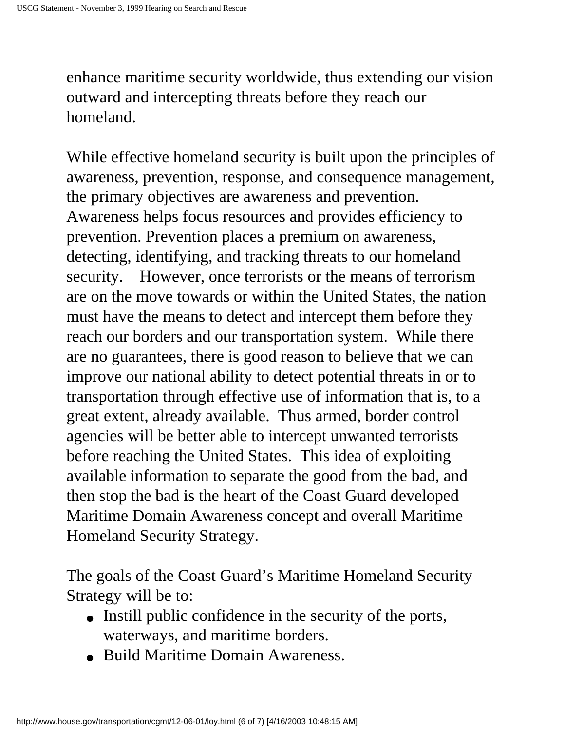enhance maritime security worldwide, thus extending our vision outward and intercepting threats before they reach our homeland.

While effective homeland security is built upon the principles of awareness, prevention, response, and consequence management, the primary objectives are awareness and prevention. Awareness helps focus resources and provides efficiency to prevention. Prevention places a premium on awareness, detecting, identifying, and tracking threats to our homeland security. However, once terrorists or the means of terrorism are on the move towards or within the United States, the nation must have the means to detect and intercept them before they reach our borders and our transportation system. While there are no guarantees, there is good reason to believe that we can improve our national ability to detect potential threats in or to transportation through effective use of information that is, to a great extent, already available. Thus armed, border control agencies will be better able to intercept unwanted terrorists before reaching the United States. This idea of exploiting available information to separate the good from the bad, and then stop the bad is the heart of the Coast Guard developed Maritime Domain Awareness concept and overall Maritime Homeland Security Strategy.

The goals of the Coast Guard's Maritime Homeland Security Strategy will be to:

- Instill public confidence in the security of the ports, waterways, and maritime borders.
- Build Maritime Domain Awareness.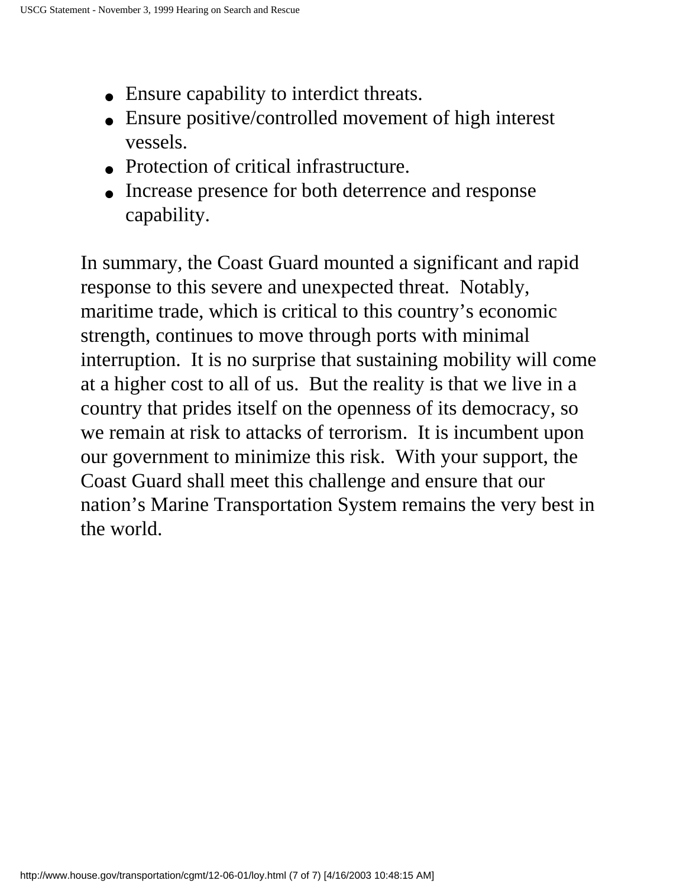- Ensure capability to interdict threats.
- Ensure positive/controlled movement of high interest vessels.
- Protection of critical infrastructure.
- Increase presence for both deterrence and response capability.

In summary, the Coast Guard mounted a significant and rapid response to this severe and unexpected threat. Notably, maritime trade, which is critical to this country's economic strength, continues to move through ports with minimal interruption. It is no surprise that sustaining mobility will come at a higher cost to all of us. But the reality is that we live in a country that prides itself on the openness of its democracy, so we remain at risk to attacks of terrorism. It is incumbent upon our government to minimize this risk. With your support, the Coast Guard shall meet this challenge and ensure that our nation's Marine Transportation System remains the very best in the world.